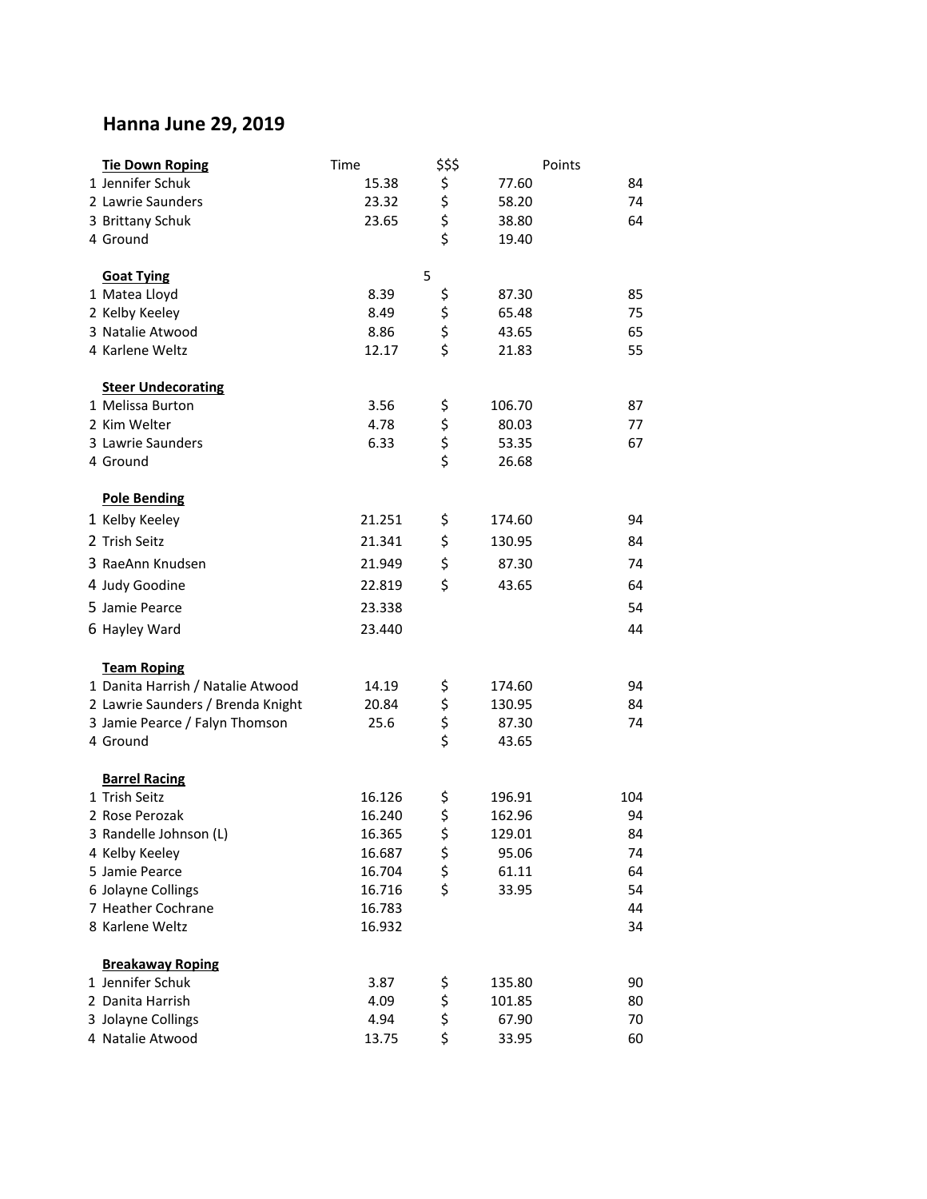# Hanna June 29, 2019

| | Tie Down Roping | Time | $$$ | Points |
|---|---|---|---|---|
| 1 | Jennifer Schuk | 15.38 | $ 77.60 | 84 |
| 2 | Lawrie Saunders | 23.32 | $ 58.20 | 74 |
| 3 | Brittany Schuk | 23.65 | $ 38.80 | 64 |
| 4 | Ground | | $ 19.40 | |

| | Goat Tying | Time | 5 | Points |
|---|---|---|---|---|
| 1 | Matea Lloyd | 8.39 | $ 87.30 | 85 |
| 2 | Kelby Keeley | 8.49 | $ 65.48 | 75 |
| 3 | Natalie Atwood | 8.86 | $ 43.65 | 65 |
| 4 | Karlene Weltz | 12.17 | $ 21.83 | 55 |

| | Steer Undecorating | Time | $$$ | Points |
|---|---|---|---|---|
| 1 | Melissa Burton | 3.56 | $ 106.70 | 87 |
| 2 | Kim Welter | 4.78 | $ 80.03 | 77 |
| 3 | Lawrie Saunders | 6.33 | $ 53.35 | 67 |
| 4 | Ground | | $ 26.68 | |

| | Pole Bending | Time | $$$ | Points |
|---|---|---|---|---|
| 1 | Kelby Keeley | 21.251 | $ 174.60 | 94 |
| 2 | Trish Seitz | 21.341 | $ 130.95 | 84 |
| 3 | RaeAnn Knudsen | 21.949 | $ 87.30 | 74 |
| 4 | Judy Goodine | 22.819 | $ 43.65 | 64 |
| 5 | Jamie Pearce | 23.338 | | 54 |
| 6 | Hayley Ward | 23.440 | | 44 |

| | Team Roping | Time | $$$ | Points |
|---|---|---|---|---|
| 1 | Danita Harrish / Natalie Atwood | 14.19 | $ 174.60 | 94 |
| 2 | Lawrie Saunders / Brenda Knight | 20.84 | $ 130.95 | 84 |
| 3 | Jamie Pearce / Falyn Thomson | 25.6 | $ 87.30 | 74 |
| 4 | Ground | | $ 43.65 | |

| | Barrel Racing | Time | $$$ | Points |
|---|---|---|---|---|
| 1 | Trish Seitz | 16.126 | $ 196.91 | 104 |
| 2 | Rose Perozak | 16.240 | $ 162.96 | 94 |
| 3 | Randelle Johnson (L) | 16.365 | $ 129.01 | 84 |
| 4 | Kelby Keeley | 16.687 | $ 95.06 | 74 |
| 5 | Jamie Pearce | 16.704 | $ 61.11 | 64 |
| 6 | Jolayne Collings | 16.716 | $ 33.95 | 54 |
| 7 | Heather Cochrane | 16.783 | | 44 |
| 8 | Karlene Weltz | 16.932 | | 34 |

| | Breakaway Roping | Time | $$$ | Points |
|---|---|---|---|---|
| 1 | Jennifer Schuk | 3.87 | $ 135.80 | 90 |
| 2 | Danita Harrish | 4.09 | $ 101.85 | 80 |
| 3 | Jolayne Collings | 4.94 | $ 67.90 | 70 |
| 4 | Natalie Atwood | 13.75 | $ 33.95 | 60 |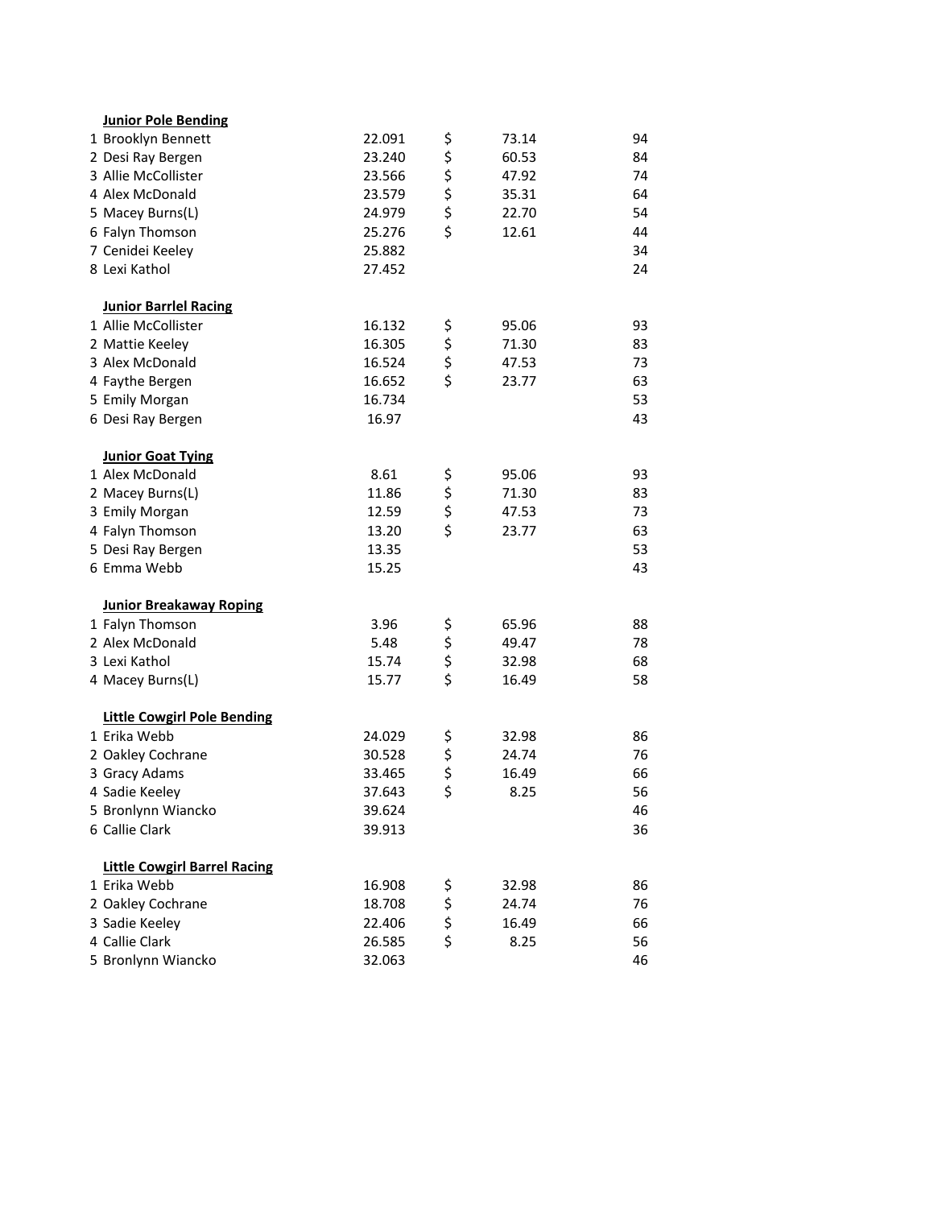**Junior Pole Bending**

| | | | | | |
|---|---|---|---|---|---|
| 1 | Brooklyn Bennett | 22.091 | $ | 73.14 | 94 |
| 2 | Desi Ray Bergen | 23.240 | $ | 60.53 | 84 |
| 3 | Allie McCollister | 23.566 | $ | 47.92 | 74 |
| 4 | Alex McDonald | 23.579 | $ | 35.31 | 64 |
| 5 | Macey Burns(L) | 24.979 | $ | 22.70 | 54 |
| 6 | Falyn Thomson | 25.276 | $ | 12.61 | 44 |
| 7 | Cenidei Keeley | 25.882 | | | 34 |
| 8 | Lexi Kathol | 27.452 | | | 24 |

**Junior Barrlel Racing**

| | | | | | |
|---|---|---|---|---|---|
| 1 | Allie McCollister | 16.132 | $ | 95.06 | 93 |
| 2 | Mattie Keeley | 16.305 | $ | 71.30 | 83 |
| 3 | Alex McDonald | 16.524 | $ | 47.53 | 73 |
| 4 | Faythe Bergen | 16.652 | $ | 23.77 | 63 |
| 5 | Emily Morgan | 16.734 | | | 53 |
| 6 | Desi Ray Bergen | 16.97 | | | 43 |

**Junior Goat Tying**

| | | | | | |
|---|---|---|---|---|---|
| 1 | Alex McDonald | 8.61 | $ | 95.06 | 93 |
| 2 | Macey Burns(L) | 11.86 | $ | 71.30 | 83 |
| 3 | Emily Morgan | 12.59 | $ | 47.53 | 73 |
| 4 | Falyn Thomson | 13.20 | $ | 23.77 | 63 |
| 5 | Desi Ray Bergen | 13.35 | | | 53 |
| 6 | Emma Webb | 15.25 | | | 43 |

**Junior Breakaway Roping**

| | | | | | |
|---|---|---|---|---|---|
| 1 | Falyn Thomson | 3.96 | $ | 65.96 | 88 |
| 2 | Alex McDonald | 5.48 | $ | 49.47 | 78 |
| 3 | Lexi Kathol | 15.74 | $ | 32.98 | 68 |
| 4 | Macey Burns(L) | 15.77 | $ | 16.49 | 58 |

**Little Cowgirl Pole Bending**

| | | | | | |
|---|---|---|---|---|---|
| 1 | Erika Webb | 24.029 | $ | 32.98 | 86 |
| 2 | Oakley Cochrane | 30.528 | $ | 24.74 | 76 |
| 3 | Gracy Adams | 33.465 | $ | 16.49 | 66 |
| 4 | Sadie Keeley | 37.643 | $ | 8.25 | 56 |
| 5 | Bronlynn Wiancko | 39.624 | | | 46 |
| 6 | Callie Clark | 39.913 | | | 36 |

**Little Cowgirl Barrel Racing**

| | | | | | |
|---|---|---|---|---|---|
| 1 | Erika Webb | 16.908 | $ | 32.98 | 86 |
| 2 | Oakley Cochrane | 18.708 | $ | 24.74 | 76 |
| 3 | Sadie Keeley | 22.406 | $ | 16.49 | 66 |
| 4 | Callie Clark | 26.585 | $ | 8.25 | 56 |
| 5 | Bronlynn Wiancko | 32.063 | | | 46 |